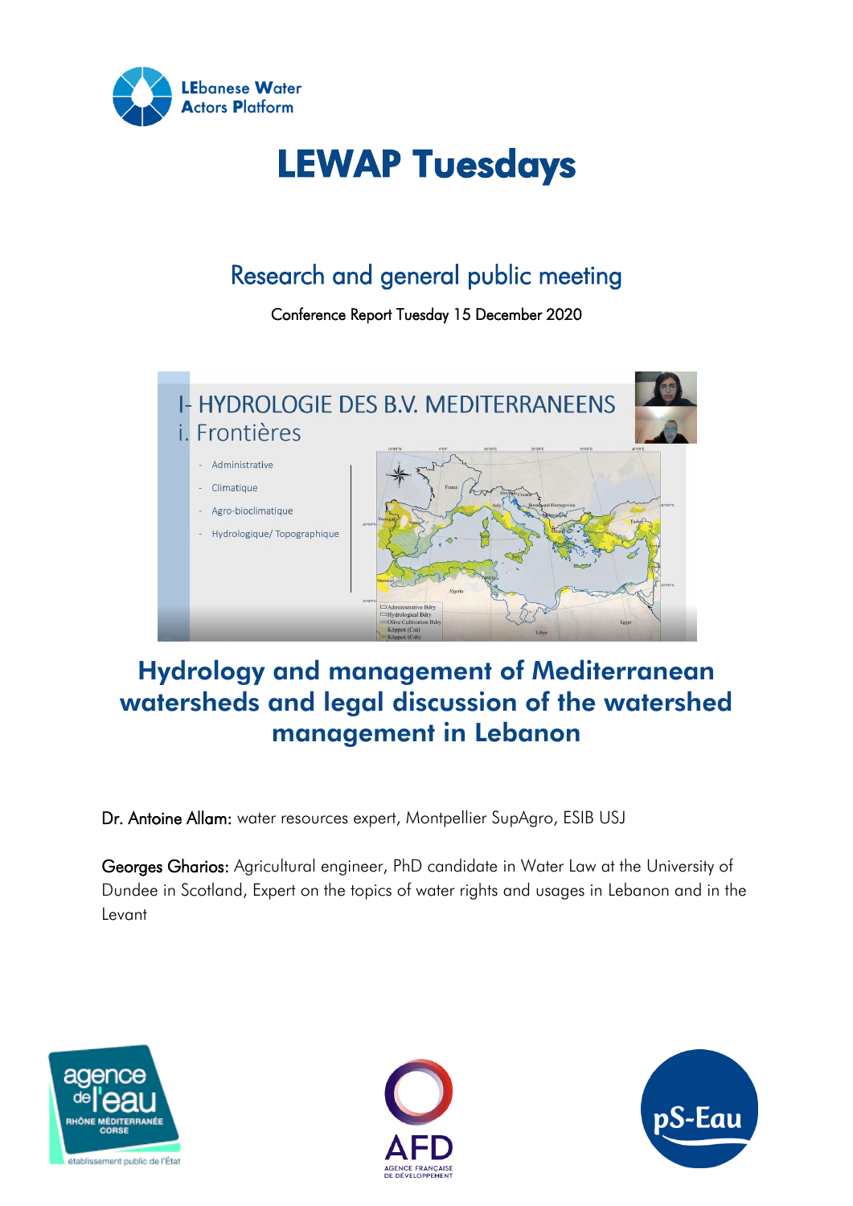LEbanese Water Actors Platform

# LEWAP Tuesdays

## Research and general public meeting

Conference Report Tuesday 15 December 2020

## Hydrology and management of Mediterranean watersheds and legal discussion of the watershed management in Lebanon

**Dr. Antoine Allam:** water resources expert, Montpellier SupAgro, ESIB USJ

**Georges Gharios:** Agricultural engineer, PhD candidate in Water Law at the University of Dundee in Scotland, Expert on the topics of water rights and usages in Lebanon and in the Levant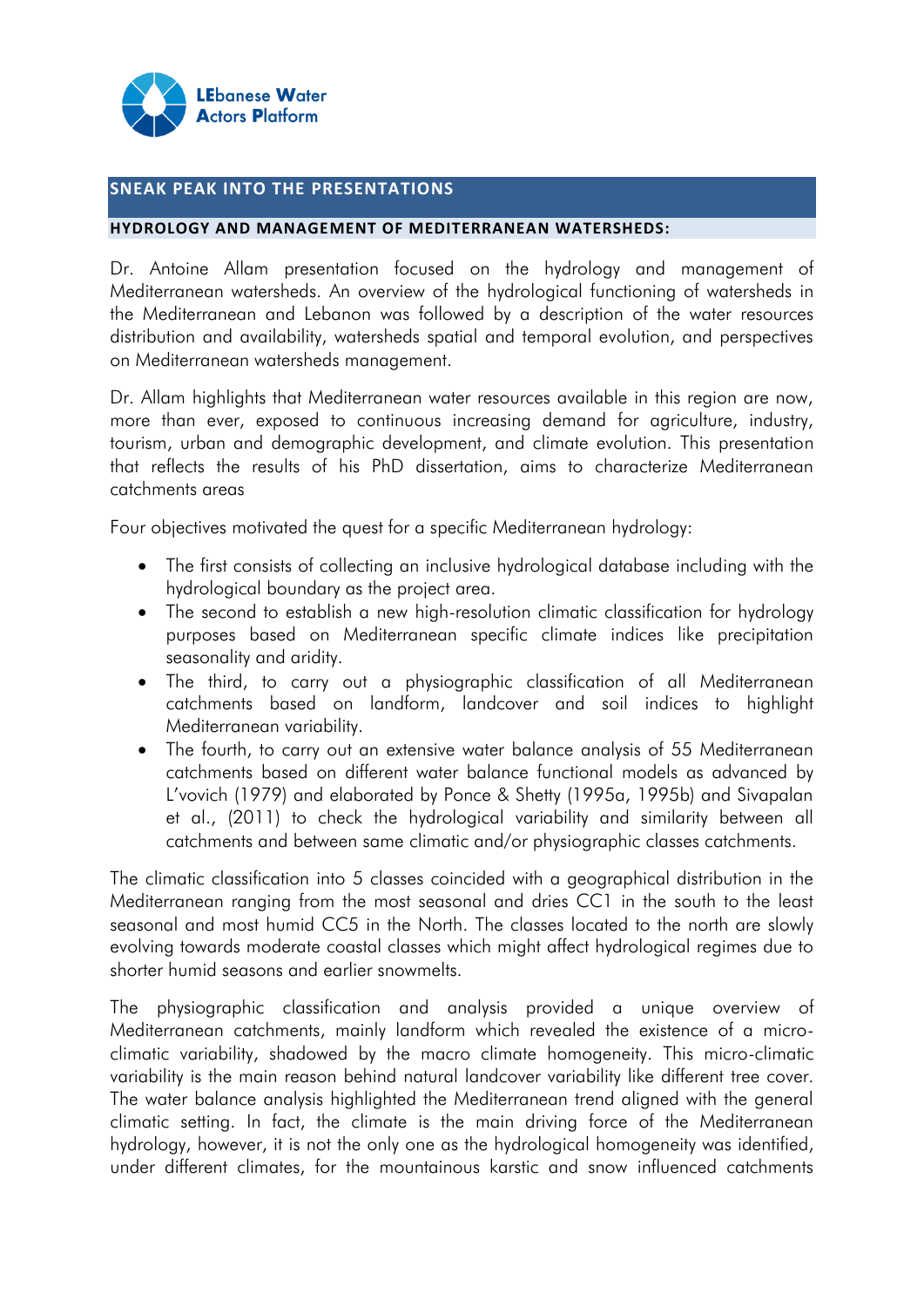## SNEAK PEAK INTO THE PRESENTATIONS

### HYDROLOGY AND MANAGEMENT OF MEDITERRANEAN WATERSHEDS:

Dr. Antoine Allam presentation focused on the hydrology and management of Mediterranean watersheds. An overview of the hydrological functioning of watersheds in the Mediterranean and Lebanon was followed by a description of the water resources distribution and availability, watersheds spatial and temporal evolution, and perspectives on Mediterranean watersheds management.

Dr. Allam highlights that Mediterranean water resources available in this region are now, more than ever, exposed to continuous increasing demand for agriculture, industry, tourism, urban and demographic development, and climate evolution. This presentation that reflects the results of his PhD dissertation, aims to characterize Mediterranean catchments areas

Four objectives motivated the quest for a specific Mediterranean hydrology:

- The first consists of collecting an inclusive hydrological database including with the hydrological boundary as the project area.
- The second to establish a new high-resolution climatic classification for hydrology purposes based on Mediterranean specific climate indices like precipitation seasonality and aridity.
- The third, to carry out a physiographic classification of all Mediterranean catchments based on landform, landcover and soil indices to highlight Mediterranean variability.
- The fourth, to carry out an extensive water balance analysis of 55 Mediterranean catchments based on different water balance functional models as advanced by L'vovich (1979) and elaborated by Ponce & Shetty (1995a, 1995b) and Sivapalan et al., (2011) to check the hydrological variability and similarity between all catchments and between same climatic and/or physiographic classes catchments.

The climatic classification into 5 classes coincided with a geographical distribution in the Mediterranean ranging from the most seasonal and dries CC1 in the south to the least seasonal and most humid CC5 in the North. The classes located to the north are slowly evolving towards moderate coastal classes which might affect hydrological regimes due to shorter humid seasons and earlier snowmelts.

The physiographic classification and analysis provided a unique overview of Mediterranean catchments, mainly landform which revealed the existence of a micro-climatic variability, shadowed by the macro climate homogeneity. This micro-climatic variability is the main reason behind natural landcover variability like different tree cover. The water balance analysis highlighted the Mediterranean trend aligned with the general climatic setting. In fact, the climate is the main driving force of the Mediterranean hydrology, however, it is not the only one as the hydrological homogeneity was identified, under different climates, for the mountainous karstic and snow influenced catchments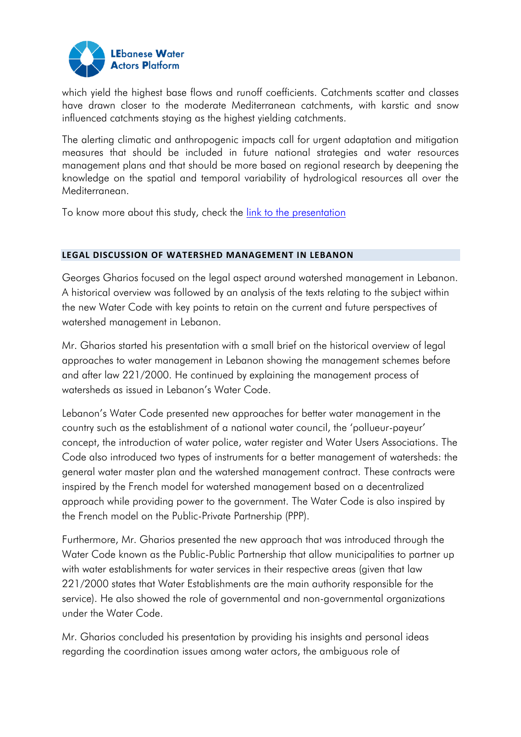which yield the highest base flows and runoff coefficients. Catchments scatter and classes have drawn closer to the moderate Mediterranean catchments, with karstic and snow influenced catchments staying as the highest yielding catchments.

The alerting climatic and anthropogenic impacts call for urgent adaptation and mitigation measures that should be included in future national strategies and water resources management plans and that should be more based on regional research by deepening the knowledge on the spatial and temporal variability of hydrological resources all over the Mediterranean.

To know more about this study, check the link to the presentation

## LEGAL DISCUSSION OF WATERSHED MANAGEMENT IN LEBANON

Georges Gharios focused on the legal aspect around watershed management in Lebanon. A historical overview was followed by an analysis of the texts relating to the subject within the new Water Code with key points to retain on the current and future perspectives of watershed management in Lebanon.

Mr. Gharios started his presentation with a small brief on the historical overview of legal approaches to water management in Lebanon showing the management schemes before and after law 221/2000. He continued by explaining the management process of watersheds as issued in Lebanon's Water Code.

Lebanon's Water Code presented new approaches for better water management in the country such as the establishment of a national water council, the 'pollueur-payeur' concept, the introduction of water police, water register and Water Users Associations. The Code also introduced two types of instruments for a better management of watersheds: the general water master plan and the watershed management contract. These contracts were inspired by the French model for watershed management based on a decentralized approach while providing power to the government. The Water Code is also inspired by the French model on the Public-Private Partnership (PPP).

Furthermore, Mr. Gharios presented the new approach that was introduced through the Water Code known as the Public-Public Partnership that allow municipalities to partner up with water establishments for water services in their respective areas (given that law 221/2000 states that Water Establishments are the main authority responsible for the service). He also showed the role of governmental and non-governmental organizations under the Water Code.

Mr. Gharios concluded his presentation by providing his insights and personal ideas regarding the coordination issues among water actors, the ambiguous role of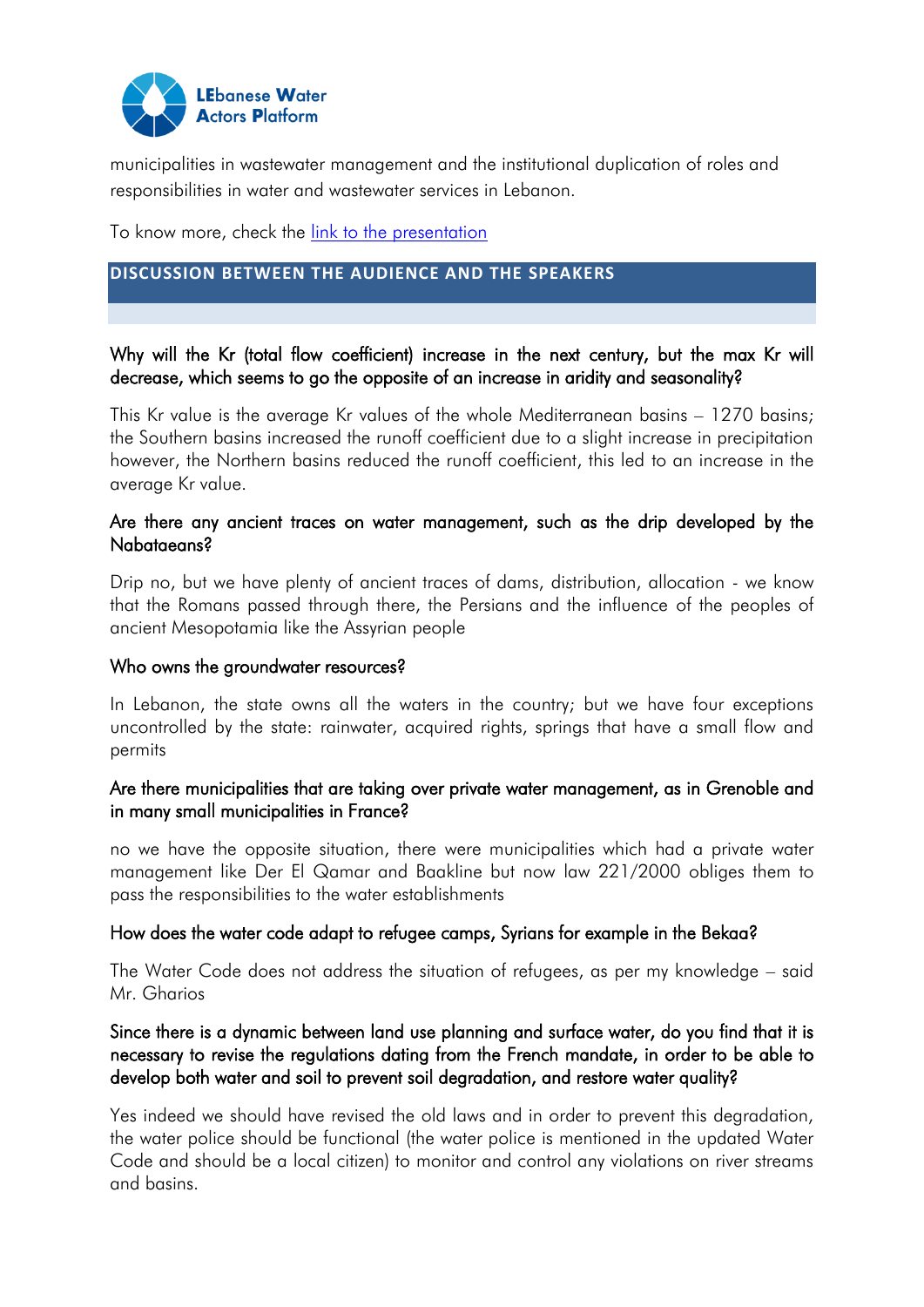municipalities in wastewater management and the institutional duplication of roles and responsibilities in water and wastewater services in Lebanon.

To know more, check the [link to the presentation]()

## DISCUSSION BETWEEN THE AUDIENCE AND THE SPEAKERS

### Why will the Kr (total flow coefficient) increase in the next century, but the max Kr will decrease, which seems to go the opposite of an increase in aridity and seasonality?

This Kr value is the average Kr values of the whole Mediterranean basins – 1270 basins; the Southern basins increased the runoff coefficient due to a slight increase in precipitation however, the Northern basins reduced the runoff coefficient, this led to an increase in the average Kr value.

### Are there any ancient traces on water management, such as the drip developed by the Nabataeans?

Drip no, but we have plenty of ancient traces of dams, distribution, allocation - we know that the Romans passed through there, the Persians and the influence of the peoples of ancient Mesopotamia like the Assyrian people

### Who owns the groundwater resources?

In Lebanon, the state owns all the waters in the country; but we have four exceptions uncontrolled by the state: rainwater, acquired rights, springs that have a small flow and permits

### Are there municipalities that are taking over private water management, as in Grenoble and in many small municipalities in France?

no we have the opposite situation, there were municipalities which had a private water management like Der El Qamar and Baakline but now law 221/2000 obliges them to pass the responsibilities to the water establishments

### How does the water code adapt to refugee camps, Syrians for example in the Bekaa?

The Water Code does not address the situation of refugees, as per my knowledge – said Mr. Gharios

### Since there is a dynamic between land use planning and surface water, do you find that it is necessary to revise the regulations dating from the French mandate, in order to be able to develop both water and soil to prevent soil degradation, and restore water quality?

Yes indeed we should have revised the old laws and in order to prevent this degradation, the water police should be functional (the water police is mentioned in the updated Water Code and should be a local citizen) to monitor and control any violations on river streams and basins.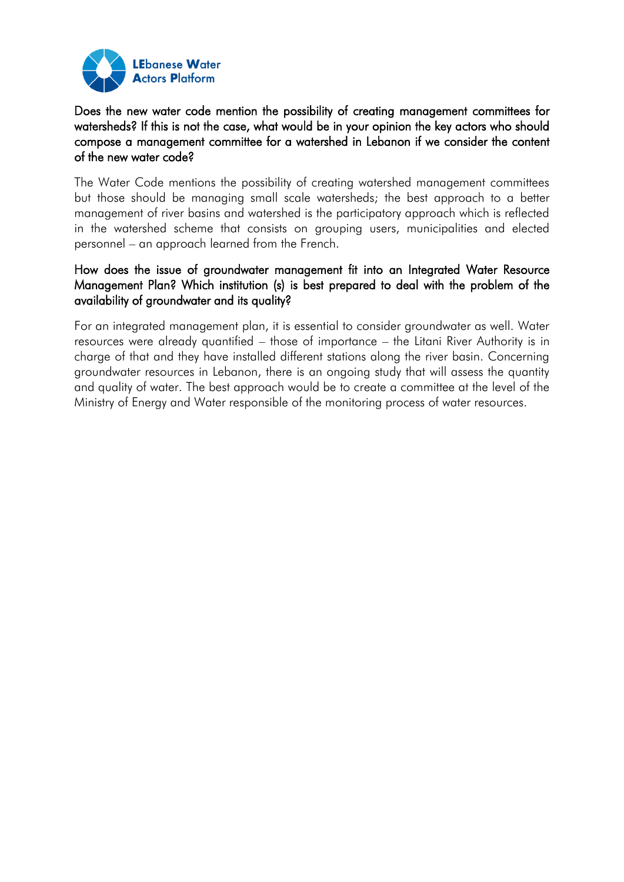**Does the new water code mention the possibility of creating management committees for watersheds? If this is not the case, what would be in your opinion the key actors who should compose a management committee for a watershed in Lebanon if we consider the content of the new water code?**

The Water Code mentions the possibility of creating watershed management committees but those should be managing small scale watersheds; the best approach to a better management of river basins and watershed is the participatory approach which is reflected in the watershed scheme that consists on grouping users, municipalities and elected personnel – an approach learned from the French.

**How does the issue of groundwater management fit into an Integrated Water Resource Management Plan? Which institution (s) is best prepared to deal with the problem of the availability of groundwater and its quality?**

For an integrated management plan, it is essential to consider groundwater as well. Water resources were already quantified – those of importance – the Litani River Authority is in charge of that and they have installed different stations along the river basin. Concerning groundwater resources in Lebanon, there is an ongoing study that will assess the quantity and quality of water. The best approach would be to create a committee at the level of the Ministry of Energy and Water responsible of the monitoring process of water resources.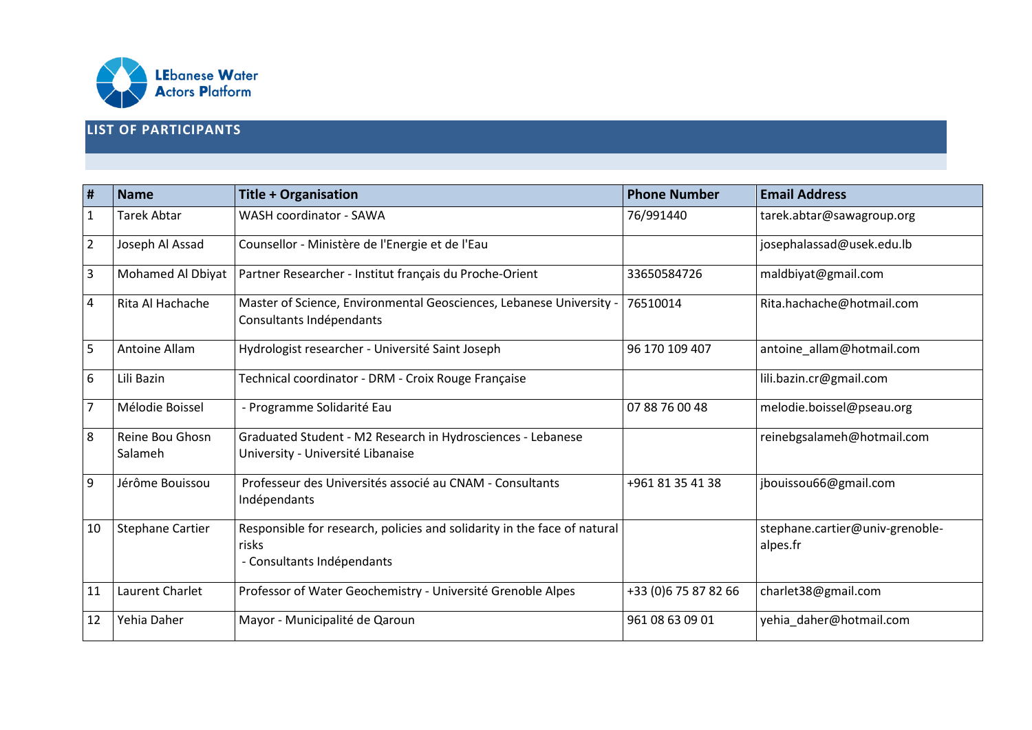LEbanese Water Actors Platform

## LIST OF PARTICIPANTS

| # | Name | Title + Organisation | Phone Number | Email Address |
|---|---|---|---|---|
| 1 | Tarek Abtar | WASH coordinator - SAWA | 76/991440 | tarek.abtar@sawagroup.org |
| 2 | Joseph Al Assad | Counsellor - Ministère de l'Energie et de l'Eau | | josephalassad@usek.edu.lb |
| 3 | Mohamed Al Dbiyat | Partner Researcher - Institut français du Proche-Orient | 33650584726 | maldbiyat@gmail.com |
| 4 | Rita Al Hachache | Master of Science, Environmental Geosciences, Lebanese University - Consultants Indépendants | 76510014 | Rita.hachache@hotmail.com |
| 5 | Antoine Allam | Hydrologist researcher - Université Saint Joseph | 96 170 109 407 | antoine_allam@hotmail.com |
| 6 | Lili Bazin | Technical coordinator - DRM - Croix Rouge Française | | lili.bazin.cr@gmail.com |
| 7 | Mélodie Boissel | - Programme Solidarité Eau | 07 88 76 00 48 | melodie.boissel@pseau.org |
| 8 | Reine Bou Ghosn Salameh | Graduated Student - M2 Research in Hydrosciences - Lebanese University - Université Libanaise | | reinebgsalameh@hotmail.com |
| 9 | Jérôme Bouissou | Professeur des Universités associé au CNAM - Consultants Indépendants | +961 81 35 41 38 | jbouissou66@gmail.com |
| 10 | Stephane Cartier | Responsible for research, policies and solidarity in the face of natural risks - Consultants Indépendants | | stephane.cartier@univ-grenoble-alpes.fr |
| 11 | Laurent Charlet | Professor of Water Geochemistry - Université Grenoble Alpes | +33 (0)6 75 87 82 66 | charlet38@gmail.com |
| 12 | Yehia Daher | Mayor - Municipalité de Qaroun | 961 08 63 09 01 | yehia_daher@hotmail.com |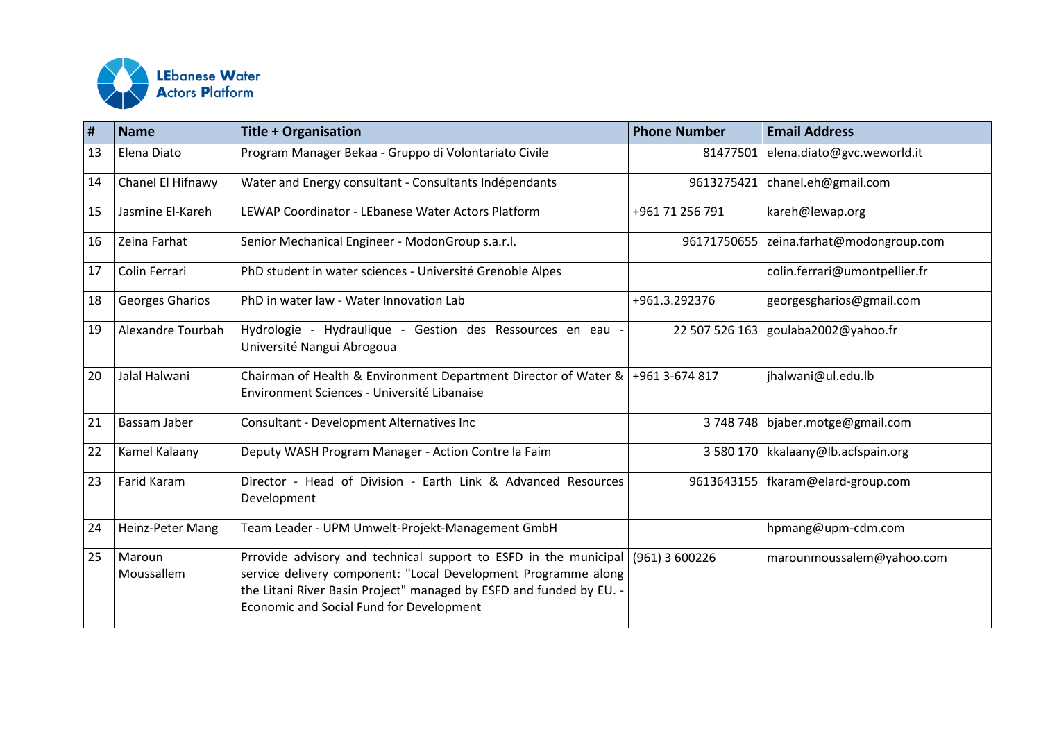| # | Name | Title + Organisation | Phone Number | Email Address |
|---|---|---|---|---|
| 13 | Elena Diato | Program Manager Bekaa - Gruppo di Volontariato Civile | 81477501 | elena.diato@gvc.weworld.it |
| 14 | Chanel El Hifnawy | Water and Energy consultant - Consultants Indépendants | 9613275421 | chanel.eh@gmail.com |
| 15 | Jasmine El-Kareh | LEWAP Coordinator - LEbanese Water Actors Platform | +961 71 256 791 | kareh@lewap.org |
| 16 | Zeina Farhat | Senior Mechanical Engineer - ModonGroup s.a.r.l. | 96171750655 | zeina.farhat@modongroup.com |
| 17 | Colin Ferrari | PhD student in water sciences - Université Grenoble Alpes | | colin.ferrari@umontpellier.fr |
| 18 | Georges Gharios | PhD in water law - Water Innovation Lab | +961.3.292376 | georgesgharios@gmail.com |
| 19 | Alexandre Tourbah | Hydrologie - Hydraulique - Gestion des Ressources en eau - Université Nangui Abrogoua | 22 507 526 163 | goulaba2002@yahoo.fr |
| 20 | Jalal Halwani | Chairman of Health & Environment Department Director of Water & Environment Sciences - Université Libanaise | +961 3-674 817 | jhalwani@ul.edu.lb |
| 21 | Bassam Jaber | Consultant - Development Alternatives Inc | 3 748 748 | bjaber.motge@gmail.com |
| 22 | Kamel Kalaany | Deputy WASH Program Manager - Action Contre la Faim | 3 580 170 | kkalaany@lb.acfspain.org |
| 23 | Farid Karam | Director - Head of Division - Earth Link & Advanced Resources Development | 9613643155 | fkaram@elard-group.com |
| 24 | Heinz-Peter Mang | Team Leader - UPM Umwelt-Projekt-Management GmbH | | hpmang@upm-cdm.com |
| 25 | Maroun Moussallem | Prrovide advisory and technical support to ESFD in the municipal service delivery component: "Local Development Programme along the Litani River Basin Project" managed by ESFD and funded by EU. - Economic and Social Fund for Development | (961) 3 600226 | marounmoussalem@yahoo.com |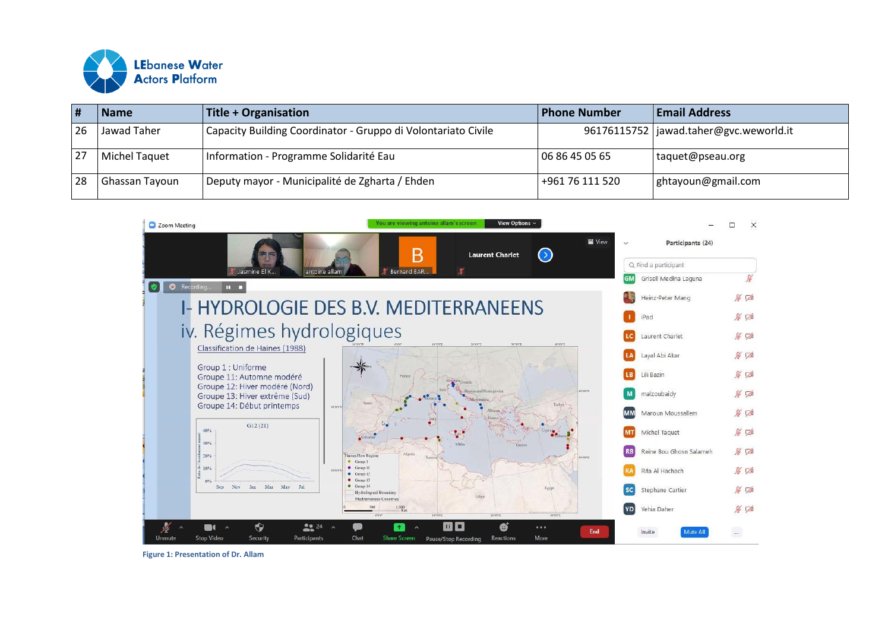| # | Name | Title + Organisation | Phone Number | Email Address |
|---|---|---|---|---|
| 26 | Jawad Taher | Capacity Building Coordinator - Gruppo di Volontariato Civile | 96176115752 | jawad.taher@gvc.weworld.it |
| 27 | Michel Taquet | Information - Programme Solidarité Eau | 06 86 45 05 65 | taquet@pseau.org |
| 28 | Ghassan Tayoun | Deputy mayor - Municipalité de Zgharta / Ehden | +961 76 111 520 | ghtayoun@gmail.com |

**Figure 1: Presentation of Dr. Allam**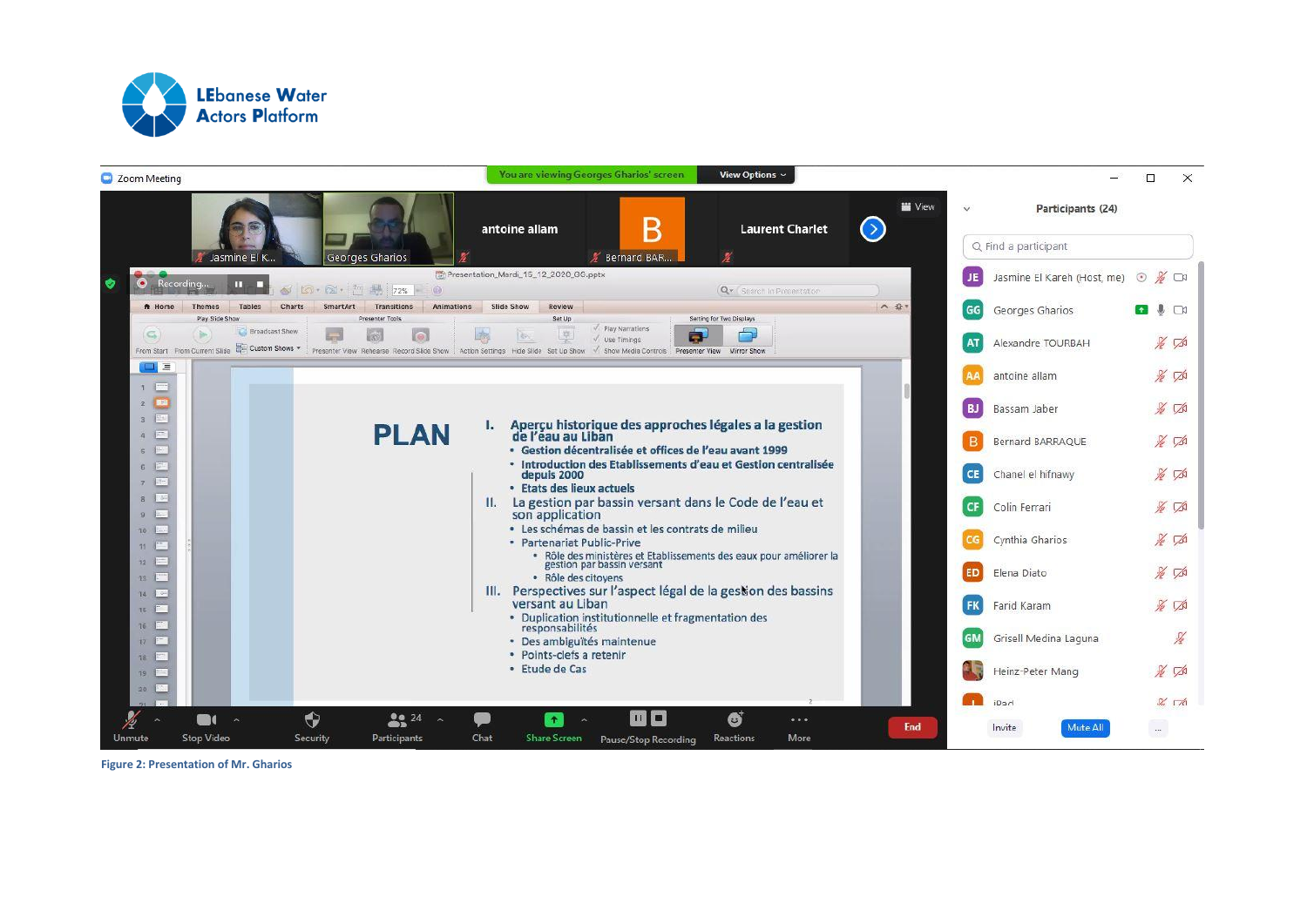Figure 2: Presentation of Mr. Gharios